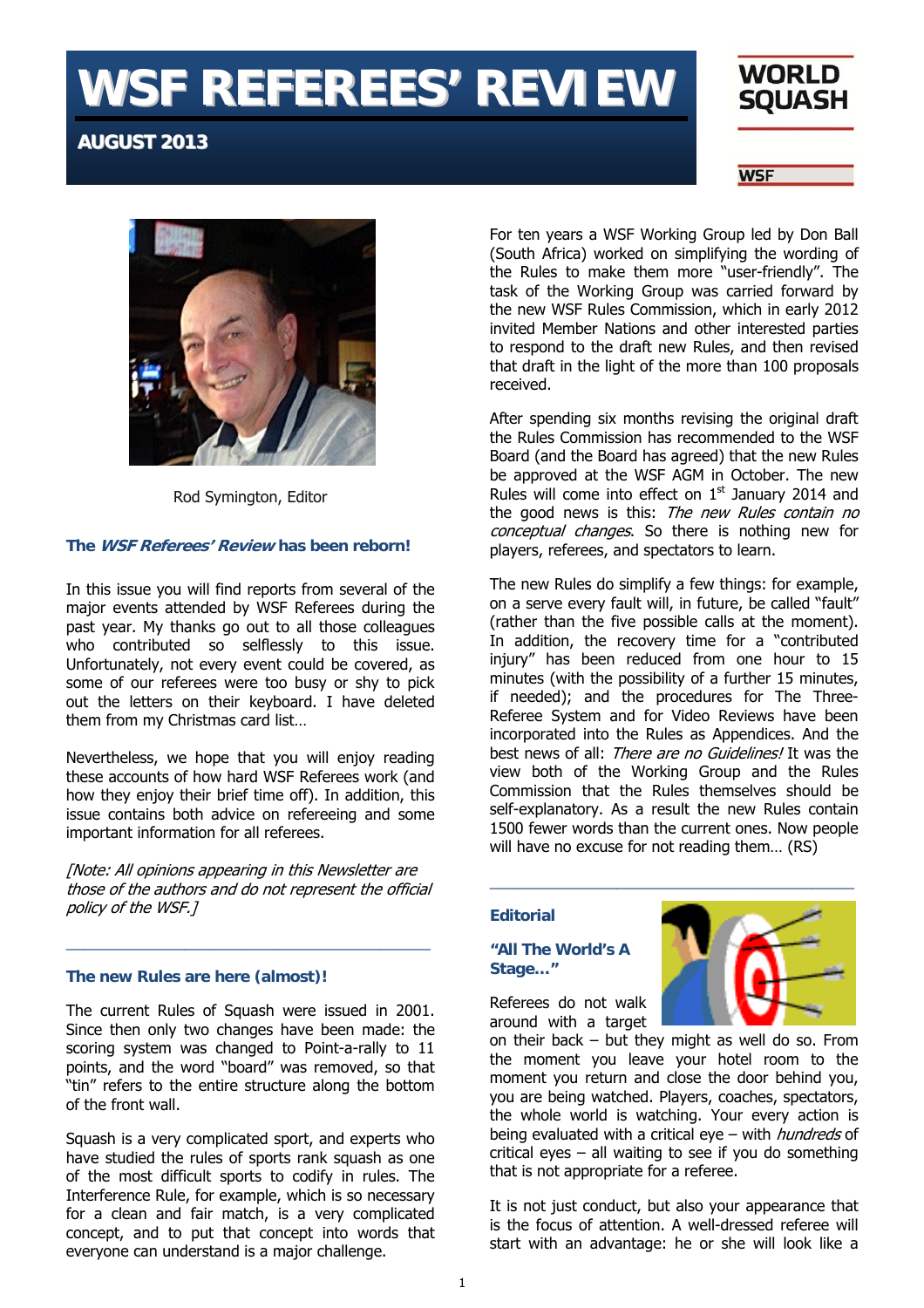# WSF REFEREES' REVIEW

**AUGUST 2013**

WORLD SQUASH

WSF

Rod Symington, Editor

### The *WSF Referees' Review* has been reborn!

In this issue you will find reports from several of the major events attended by WSF Referees during the past year. My thanks go out to all those colleagues who contributed so selflessly to this issue. Unfortunately, not every event could be covered, as some of our referees were too busy or shy to pick out the letters on their keyboard. I have deleted them from my Christmas card list…

Nevertheless, we hope that you will enjoy reading these accounts of how hard WSF Referees work (and how they enjoy their brief time off). In addition, this issue contains both advice on refereeing and some important information for all referees.

*[Note: All opinions appearing in this Newsletter are those of the authors and do not represent the official policy of the WSF.]*

---

### The new Rules are here (almost)!

The current Rules of Squash were issued in 2001. Since then only two changes have been made: the scoring system was changed to Point-a-rally to 11 points, and the word "board" was removed, so that "tin" refers to the entire structure along the bottom of the front wall.

Squash is a very complicated sport, and experts who have studied the rules of sports rank squash as one of the most difficult sports to codify in rules. The Interference Rule, for example, which is so necessary for a clean and fair match, is a very complicated concept, and to put that concept into words that everyone can understand is a major challenge.

For ten years a WSF Working Group led by Don Ball (South Africa) worked on simplifying the wording of the Rules to make them more "user-friendly". The task of the Working Group was carried forward by the new WSF Rules Commission, which in early 2012 invited Member Nations and other interested parties to respond to the draft new Rules, and then revised that draft in the light of the more than 100 proposals received.

After spending six months revising the original draft the Rules Commission has recommended to the WSF Board (and the Board has agreed) that the new Rules be approved at the WSF AGM in October. The new Rules will come into effect on 1st January 2014 and the good news is this: *The new Rules contain no conceptual changes*. So there is nothing new for players, referees, and spectators to learn.

The new Rules do simplify a few things: for example, on a serve every fault will, in future, be called "fault" (rather than the five possible calls at the moment). In addition, the recovery time for a "contributed injury" has been reduced from one hour to 15 minutes (with the possibility of a further 15 minutes, if needed); and the procedures for The Three-Referee System and for Video Reviews have been incorporated into the Rules as Appendices. And the best news of all: *There are no Guidelines!* It was the view both of the Working Group and the Rules Commission that the Rules themselves should be self-explanatory. As a result the new Rules contain 1500 fewer words than the current ones. Now people will have no excuse for not reading them… (RS)

---

### Editorial

#### "All The World's A Stage…"

Referees do not walk around with a target on their back – but they might as well do so. From the moment you leave your hotel room to the moment you return and close the door behind you, you are being watched. Players, coaches, spectators, the whole world is watching. Your every action is being evaluated with a critical eye – with *hundreds* of critical eyes – all waiting to see if you do something that is not appropriate for a referee.

It is not just conduct, but also your appearance that is the focus of attention. A well-dressed referee will start with an advantage: he or she will look like a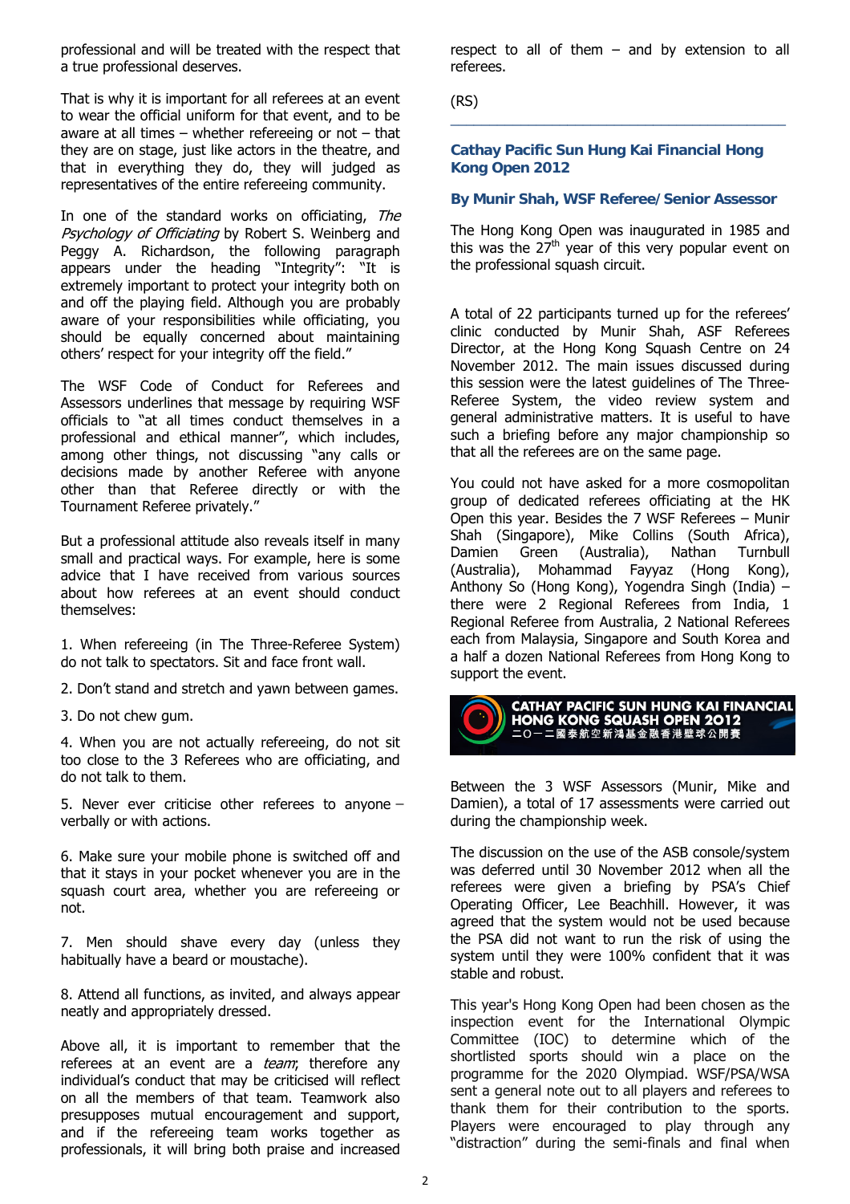professional and will be treated with the respect that a true professional deserves.

That is why it is important for all referees at an event to wear the official uniform for that event, and to be aware at all times – whether refereeing or not – that they are on stage, just like actors in the theatre, and that in everything they do, they will judged as representatives of the entire refereeing community.

In one of the standard works on officiating, *The Psychology of Officiating* by Robert S. Weinberg and Peggy A. Richardson, the following paragraph appears under the heading "Integrity": "It is extremely important to protect your integrity both on and off the playing field. Although you are probably aware of your responsibilities while officiating, you should be equally concerned about maintaining others' respect for your integrity off the field."

The WSF Code of Conduct for Referees and Assessors underlines that message by requiring WSF officials to "at all times conduct themselves in a professional and ethical manner", which includes, among other things, not discussing "any calls or decisions made by another Referee with anyone other than that Referee directly or with the Tournament Referee privately."

But a professional attitude also reveals itself in many small and practical ways. For example, here is some advice that I have received from various sources about how referees at an event should conduct themselves:

1. When refereeing (in The Three-Referee System) do not talk to spectators. Sit and face front wall.

2. Don't stand and stretch and yawn between games.

3. Do not chew gum.

4. When you are not actually refereeing, do not sit too close to the 3 Referees who are officiating, and do not talk to them.

5. Never ever criticise other referees to anyone – verbally or with actions.

6. Make sure your mobile phone is switched off and that it stays in your pocket whenever you are in the squash court area, whether you are refereeing or not.

7. Men should shave every day (unless they habitually have a beard or moustache).

8. Attend all functions, as invited, and always appear neatly and appropriately dressed.

Above all, it is important to remember that the referees at an event are a *team*; therefore any individual's conduct that may be criticised will reflect on all the members of that team. Teamwork also presupposes mutual encouragement and support, and if the refereeing team works together as professionals, it will bring both praise and increased respect to all of them – and by extension to all referees.

(RS)

---

## Cathay Pacific Sun Hung Kai Financial Hong Kong Open 2012

### By Munir Shah, WSF Referee/Senior Assessor

The Hong Kong Open was inaugurated in 1985 and this was the 27th year of this very popular event on the professional squash circuit.

A total of 22 participants turned up for the referees' clinic conducted by Munir Shah, ASF Referees Director, at the Hong Kong Squash Centre on 24 November 2012. The main issues discussed during this session were the latest guidelines of The Three-Referee System, the video review system and general administrative matters. It is useful to have such a briefing before any major championship so that all the referees are on the same page.

You could not have asked for a more cosmopolitan group of dedicated referees officiating at the HK Open this year. Besides the 7 WSF Referees – Munir Shah (Singapore), Mike Collins (South Africa), Damien Green (Australia), Nathan Turnbull (Australia), Mohammad Fayyaz (Hong Kong), Anthony So (Hong Kong), Yogendra Singh (India) – there were 2 Regional Referees from India, 1 Regional Referee from Australia, 2 National Referees each from Malaysia, Singapore and South Korea and a half a dozen National Referees from Hong Kong to support the event.

CATHAY PACIFIC SUN HUNG KAI FINANCIAL HONG KONG SQUASH OPEN 2012
二〇一二國泰航空新鴻基金融香港壁球公開賽

Between the 3 WSF Assessors (Munir, Mike and Damien), a total of 17 assessments were carried out during the championship week.

The discussion on the use of the ASB console/system was deferred until 30 November 2012 when all the referees were given a briefing by PSA's Chief Operating Officer, Lee Beachhill. However, it was agreed that the system would not be used because the PSA did not want to run the risk of using the system until they were 100% confident that it was stable and robust.

This year's Hong Kong Open had been chosen as the inspection event for the International Olympic Committee (IOC) to determine which of the shortlisted sports should win a place on the programme for the 2020 Olympiad. WSF/PSA/WSA sent a general note out to all players and referees to thank them for their contribution to the sports. Players were encouraged to play through any "distraction" during the semi-finals and final when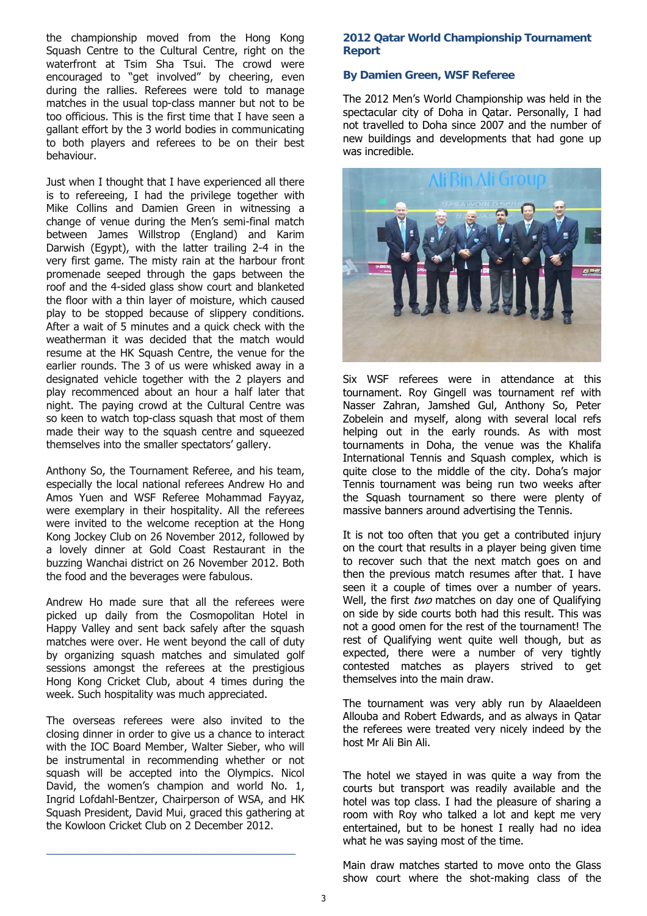the championship moved from the Hong Kong Squash Centre to the Cultural Centre, right on the waterfront at Tsim Sha Tsui. The crowd were encouraged to "get involved" by cheering, even during the rallies. Referees were told to manage matches in the usual top-class manner but not to be too officious. This is the first time that I have seen a gallant effort by the 3 world bodies in communicating to both players and referees to be on their best behaviour.

Just when I thought that I have experienced all there is to refereeing, I had the privilege together with Mike Collins and Damien Green in witnessing a change of venue during the Men's semi-final match between James Willstrop (England) and Karim Darwish (Egypt), with the latter trailing 2-4 in the very first game. The misty rain at the harbour front promenade seeped through the gaps between the roof and the 4-sided glass show court and blanketed the floor with a thin layer of moisture, which caused play to be stopped because of slippery conditions. After a wait of 5 minutes and a quick check with the weatherman it was decided that the match would resume at the HK Squash Centre, the venue for the earlier rounds. The 3 of us were whisked away in a designated vehicle together with the 2 players and play recommenced about an hour a half later that night. The paying crowd at the Cultural Centre was so keen to watch top-class squash that most of them made their way to the squash centre and squeezed themselves into the smaller spectators' gallery.

Anthony So, the Tournament Referee, and his team, especially the local national referees Andrew Ho and Amos Yuen and WSF Referee Mohammad Fayyaz, were exemplary in their hospitality. All the referees were invited to the welcome reception at the Hong Kong Jockey Club on 26 November 2012, followed by a lovely dinner at Gold Coast Restaurant in the buzzing Wanchai district on 26 November 2012. Both the food and the beverages were fabulous.

Andrew Ho made sure that all the referees were picked up daily from the Cosmopolitan Hotel in Happy Valley and sent back safely after the squash matches were over. He went beyond the call of duty by organizing squash matches and simulated golf sessions amongst the referees at the prestigious Hong Kong Cricket Club, about 4 times during the week. Such hospitality was much appreciated.

The overseas referees were also invited to the closing dinner in order to give us a chance to interact with the IOC Board Member, Walter Sieber, who will be instrumental in recommending whether or not squash will be accepted into the Olympics. Nicol David, the women's champion and world No. 1, Ingrid Lofdahl-Bentzer, Chairperson of WSA, and HK Squash President, David Mui, graced this gathering at the Kowloon Cricket Club on 2 December 2012.

---

## 2012 Qatar World Championship Tournament Report

### By Damien Green, WSF Referee

The 2012 Men's World Championship was held in the spectacular city of Doha in Qatar. Personally, I had not travelled to Doha since 2007 and the number of new buildings and developments that had gone up was incredible.

Six WSF referees were in attendance at this tournament. Roy Gingell was tournament ref with Nasser Zahran, Jamshed Gul, Anthony So, Peter Zobelein and myself, along with several local refs helping out in the early rounds. As with most tournaments in Doha, the venue was the Khalifa International Tennis and Squash complex, which is quite close to the middle of the city. Doha's major Tennis tournament was being run two weeks after the Squash tournament so there were plenty of massive banners around advertising the Tennis.

It is not too often that you get a contributed injury on the court that results in a player being given time to recover such that the next match goes on and then the previous match resumes after that. I have seen it a couple of times over a number of years. Well, the first *two* matches on day one of Qualifying on side by side courts both had this result. This was not a good omen for the rest of the tournament! The rest of Qualifying went quite well though, but as expected, there were a number of very tightly contested matches as players strived to get themselves into the main draw.

The tournament was very ably run by Alaaeldeen Allouba and Robert Edwards, and as always in Qatar the referees were treated very nicely indeed by the host Mr Ali Bin Ali.

The hotel we stayed in was quite a way from the courts but transport was readily available and the hotel was top class. I had the pleasure of sharing a room with Roy who talked a lot and kept me very entertained, but to be honest I really had no idea what he was saying most of the time.

Main draw matches started to move onto the Glass show court where the shot-making class of the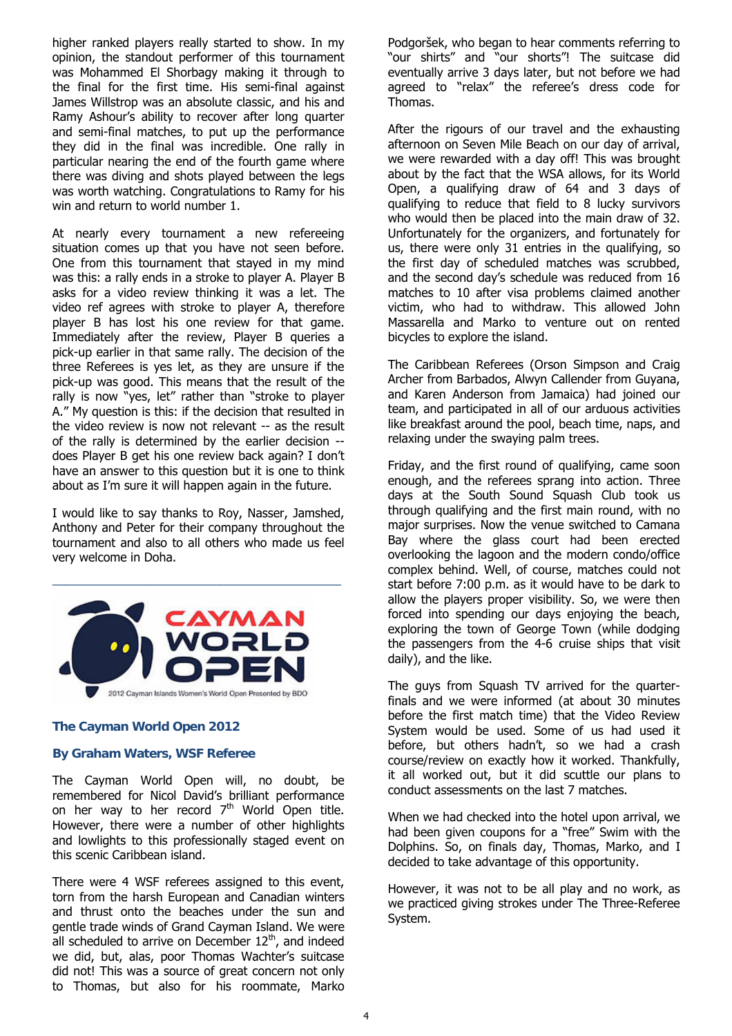higher ranked players really started to show. In my opinion, the standout performer of this tournament was Mohammed El Shorbagy making it through to the final for the first time. His semi-final against James Willstrop was an absolute classic, and his and Ramy Ashour's ability to recover after long quarter and semi-final matches, to put up the performance they did in the final was incredible. One rally in particular nearing the end of the fourth game where there was diving and shots played between the legs was worth watching. Congratulations to Ramy for his win and return to world number 1.

At nearly every tournament a new refereeing situation comes up that you have not seen before. One from this tournament that stayed in my mind was this: a rally ends in a stroke to player A. Player B asks for a video review thinking it was a let. The video ref agrees with stroke to player A, therefore player B has lost his one review for that game. Immediately after the review, Player B queries a pick-up earlier in that same rally. The decision of the three Referees is yes let, as they are unsure if the pick-up was good. This means that the result of the rally is now "yes, let" rather than "stroke to player A." My question is this: if the decision that resulted in the video review is now not relevant -- as the result of the rally is determined by the earlier decision -- does Player B get his one review back again? I don't have an answer to this question but it is one to think about as I'm sure it will happen again in the future.

I would like to say thanks to Roy, Nasser, Jamshed, Anthony and Peter for their company throughout the tournament and also to all others who made us feel very welcome in Doha.

---

CAYMAN WORLD OPEN

2012 Cayman Islands Women's World Open Presented by BDO

### The Cayman World Open 2012

### By Graham Waters, WSF Referee

The Cayman World Open will, no doubt, be remembered for Nicol David's brilliant performance on her way to her record 7th World Open title. However, there were a number of other highlights and lowlights to this professionally staged event on this scenic Caribbean island.

There were 4 WSF referees assigned to this event, torn from the harsh European and Canadian winters and thrust onto the beaches under the sun and gentle trade winds of Grand Cayman Island. We were all scheduled to arrive on December 12th, and indeed we did, but, alas, poor Thomas Wachter's suitcase did not! This was a source of great concern not only to Thomas, but also for his roommate, Marko Podgoršek, who began to hear comments referring to "our shirts" and "our shorts"! The suitcase did eventually arrive 3 days later, but not before we had agreed to "relax" the referee's dress code for Thomas.

After the rigours of our travel and the exhausting afternoon on Seven Mile Beach on our day of arrival, we were rewarded with a day off! This was brought about by the fact that the WSA allows, for its World Open, a qualifying draw of 64 and 3 days of qualifying to reduce that field to 8 lucky survivors who would then be placed into the main draw of 32. Unfortunately for the organizers, and fortunately for us, there were only 31 entries in the qualifying, so the first day of scheduled matches was scrubbed, and the second day's schedule was reduced from 16 matches to 10 after visa problems claimed another victim, who had to withdraw. This allowed John Massarella and Marko to venture out on rented bicycles to explore the island.

The Caribbean Referees (Orson Simpson and Craig Archer from Barbados, Alwyn Callender from Guyana, and Karen Anderson from Jamaica) had joined our team, and participated in all of our arduous activities like breakfast around the pool, beach time, naps, and relaxing under the swaying palm trees.

Friday, and the first round of qualifying, came soon enough, and the referees sprang into action. Three days at the South Sound Squash Club took us through qualifying and the first main round, with no major surprises. Now the venue switched to Camana Bay where the glass court had been erected overlooking the lagoon and the modern condo/office complex behind. Well, of course, matches could not start before 7:00 p.m. as it would have to be dark to allow the players proper visibility. So, we were then forced into spending our days enjoying the beach, exploring the town of George Town (while dodging the passengers from the 4-6 cruise ships that visit daily), and the like.

The guys from Squash TV arrived for the quarter-finals and we were informed (at about 30 minutes before the first match time) that the Video Review System would be used. Some of us had used it before, but others hadn't, so we had a crash course/review on exactly how it worked. Thankfully, it all worked out, but it did scuttle our plans to conduct assessments on the last 7 matches.

When we had checked into the hotel upon arrival, we had been given coupons for a "free" Swim with the Dolphins. So, on finals day, Thomas, Marko, and I decided to take advantage of this opportunity.

However, it was not to be all play and no work, as we practiced giving strokes under The Three-Referee System.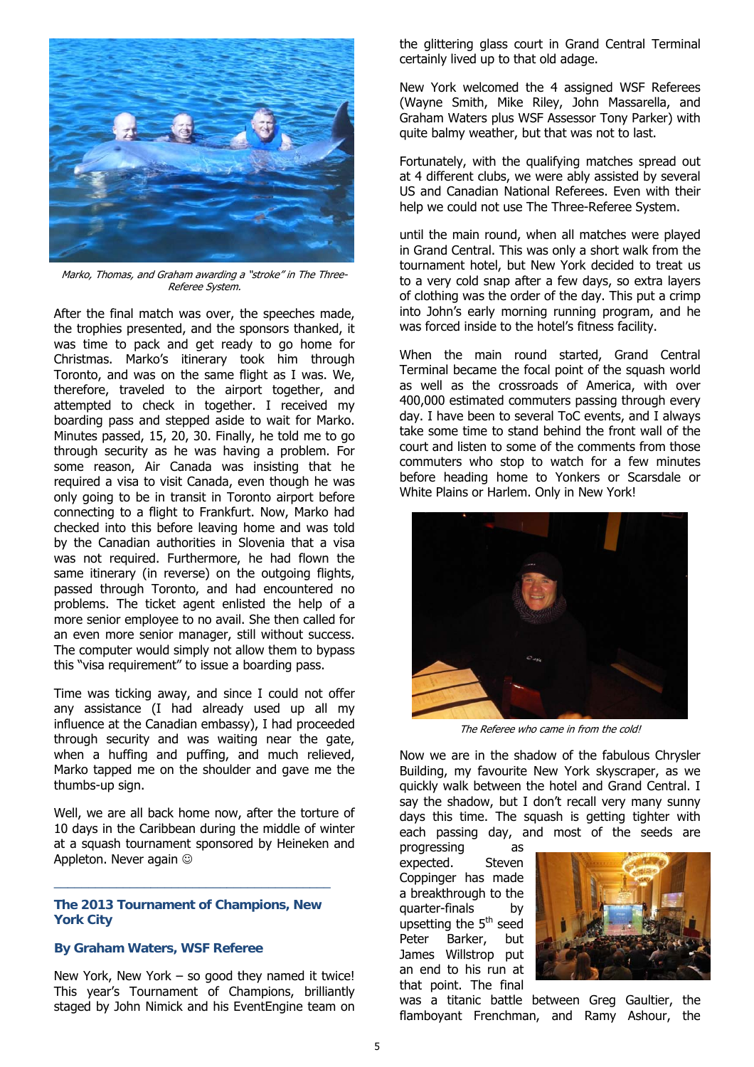*Marko, Thomas, and Graham awarding a "stroke" in The Three-Referee System.*

After the final match was over, the speeches made, the trophies presented, and the sponsors thanked, it was time to pack and get ready to go home for Christmas. Marko's itinerary took him through Toronto, and was on the same flight as I was. We, therefore, traveled to the airport together, and attempted to check in together. I received my boarding pass and stepped aside to wait for Marko. Minutes passed, 15, 20, 30. Finally, he told me to go through security as he was having a problem. For some reason, Air Canada was insisting that he required a visa to visit Canada, even though he was only going to be in transit in Toronto airport before connecting to a flight to Frankfurt. Now, Marko had checked into this before leaving home and was told by the Canadian authorities in Slovenia that a visa was not required. Furthermore, he had flown the same itinerary (in reverse) on the outgoing flights, passed through Toronto, and had encountered no problems. The ticket agent enlisted the help of a more senior employee to no avail. She then called for an even more senior manager, still without success. The computer would simply not allow them to bypass this "visa requirement" to issue a boarding pass.

Time was ticking away, and since I could not offer any assistance (I had already used up all my influence at the Canadian embassy), I had proceeded through security and was waiting near the gate, when a huffing and puffing, and much relieved, Marko tapped me on the shoulder and gave me the thumbs-up sign.

Well, we are all back home now, after the torture of 10 days in the Caribbean during the middle of winter at a squash tournament sponsored by Heineken and Appleton. Never again ☺

---

## The 2013 Tournament of Champions, New York City

### By Graham Waters, WSF Referee

New York, New York – so good they named it twice! This year's Tournament of Champions, brilliantly staged by John Nimick and his EventEngine team on the glittering glass court in Grand Central Terminal certainly lived up to that old adage.

New York welcomed the 4 assigned WSF Referees (Wayne Smith, Mike Riley, John Massarella, and Graham Waters plus WSF Assessor Tony Parker) with quite balmy weather, but that was not to last.

Fortunately, with the qualifying matches spread out at 4 different clubs, we were ably assisted by several US and Canadian National Referees. Even with their help we could not use The Three-Referee System.

until the main round, when all matches were played in Grand Central. This was only a short walk from the tournament hotel, but New York decided to treat us to a very cold snap after a few days, so extra layers of clothing was the order of the day. This put a crimp into John's early morning running program, and he was forced inside to the hotel's fitness facility.

When the main round started, Grand Central Terminal became the focal point of the squash world as well as the crossroads of America, with over 400,000 estimated commuters passing through every day. I have been to several ToC events, and I always take some time to stand behind the front wall of the court and listen to some of the comments from those commuters who stop to watch for a few minutes before heading home to Yonkers or Scarsdale or White Plains or Harlem. Only in New York!

*The Referee who came in from the cold!*

Now we are in the shadow of the fabulous Chrysler Building, my favourite New York skyscraper, as we quickly walk between the hotel and Grand Central. I say the shadow, but I don't recall very many sunny days this time. The squash is getting tighter with each passing day, and most of the seeds are progressing as expected. Steven Coppinger has made a breakthrough to the quarter-finals by upsetting the 5th seed Peter Barker, but James Willstrop put an end to his run at that point. The final was a titanic battle between Greg Gaultier, the flamboyant Frenchman, and Ramy Ashour, the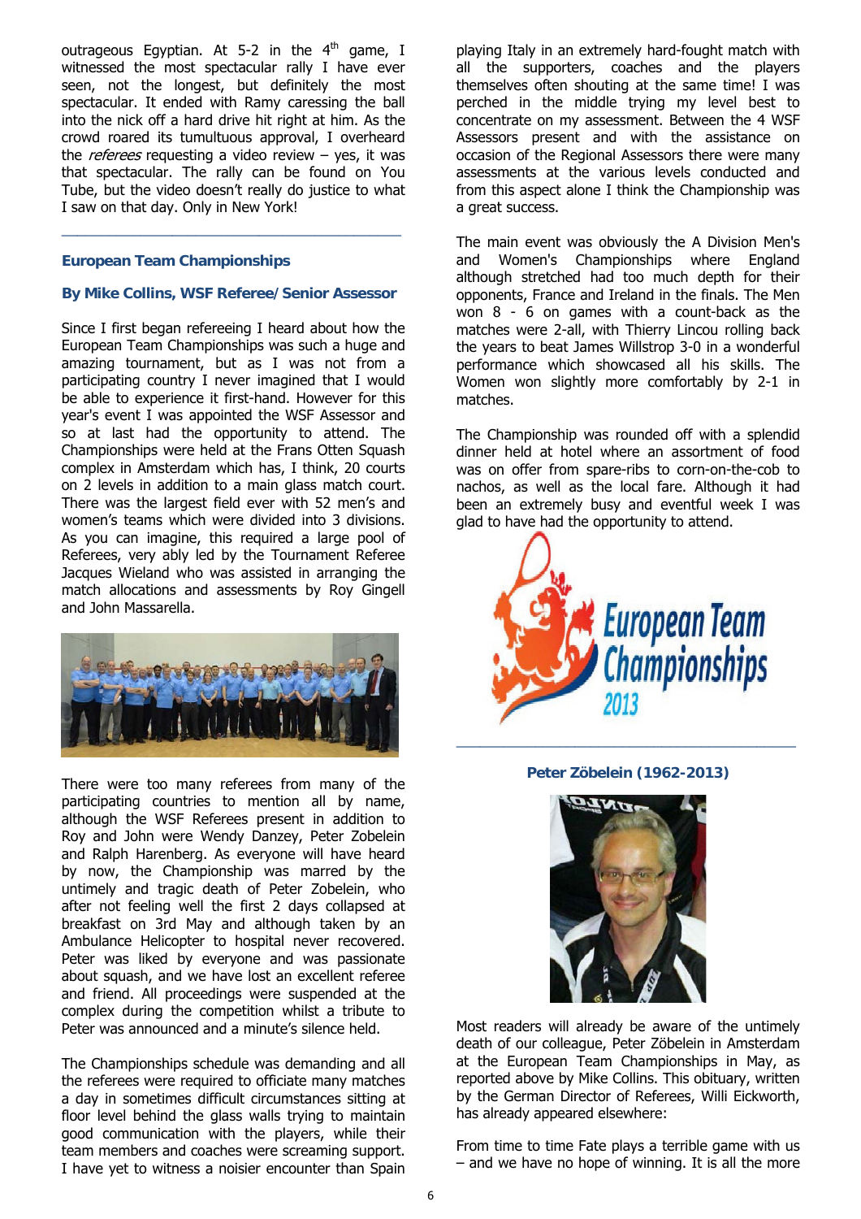outrageous Egyptian. At 5-2 in the 4th game, I witnessed the most spectacular rally I have ever seen, not the longest, but definitely the most spectacular. It ended with Ramy caressing the ball into the nick off a hard drive hit right at him. As the crowd roared its tumultuous approval, I overheard the *referees* requesting a video review – yes, it was that spectacular. The rally can be found on You Tube, but the video doesn't really do justice to what I saw on that day. Only in New York!

---

## European Team Championships

### By Mike Collins, WSF Referee/Senior Assessor

Since I first began refereeing I heard about how the European Team Championships was such a huge and amazing tournament, but as I was not from a participating country I never imagined that I would be able to experience it first-hand. However for this year's event I was appointed the WSF Assessor and so at last had the opportunity to attend. The Championships were held at the Frans Otten Squash complex in Amsterdam which has, I think, 20 courts on 2 levels in addition to a main glass match court. There was the largest field ever with 52 men's and women's teams which were divided into 3 divisions. As you can imagine, this required a large pool of Referees, very ably led by the Tournament Referee Jacques Wieland who was assisted in arranging the match allocations and assessments by Roy Gingell and John Massarella.

There were too many referees from many of the participating countries to mention all by name, although the WSF Referees present in addition to Roy and John were Wendy Danzey, Peter Zobelein and Ralph Harenberg. As everyone will have heard by now, the Championship was marred by the untimely and tragic death of Peter Zobelein, who after not feeling well the first 2 days collapsed at breakfast on 3rd May and although taken by an Ambulance Helicopter to hospital never recovered. Peter was liked by everyone and was passionate about squash, and we have lost an excellent referee and friend. All proceedings were suspended at the complex during the competition whilst a tribute to Peter was announced and a minute's silence held.

The Championships schedule was demanding and all the referees were required to officiate many matches a day in sometimes difficult circumstances sitting at floor level behind the glass walls trying to maintain good communication with the players, while their team members and coaches were screaming support. I have yet to witness a noisier encounter than Spain playing Italy in an extremely hard-fought match with all the supporters, coaches and the players themselves often shouting at the same time! I was perched in the middle trying my level best to concentrate on my assessment. Between the 4 WSF Assessors present and with the assistance on occasion of the Regional Assessors there were many assessments at the various levels conducted and from this aspect alone I think the Championship was a great success.

The main event was obviously the A Division Men's and Women's Championships where England although stretched had too much depth for their opponents, France and Ireland in the finals. The Men won 8 - 6 on games with a count-back as the matches were 2-all, with Thierry Lincou rolling back the years to beat James Willstrop 3-0 in a wonderful performance which showcased all his skills. The Women won slightly more comfortably by 2-1 in matches.

The Championship was rounded off with a splendid dinner held at hotel where an assortment of food was on offer from spare-ribs to corn-on-the-cob to nachos, as well as the local fare. Although it had been an extremely busy and eventful week I was glad to have had the opportunity to attend.

---

### Peter Zöbelein (1962-2013)

Most readers will already be aware of the untimely death of our colleague, Peter Zöbelein in Amsterdam at the European Team Championships in May, as reported above by Mike Collins. This obituary, written by the German Director of Referees, Willi Eickworth, has already appeared elsewhere:

From time to time Fate plays a terrible game with us – and we have no hope of winning. It is all the more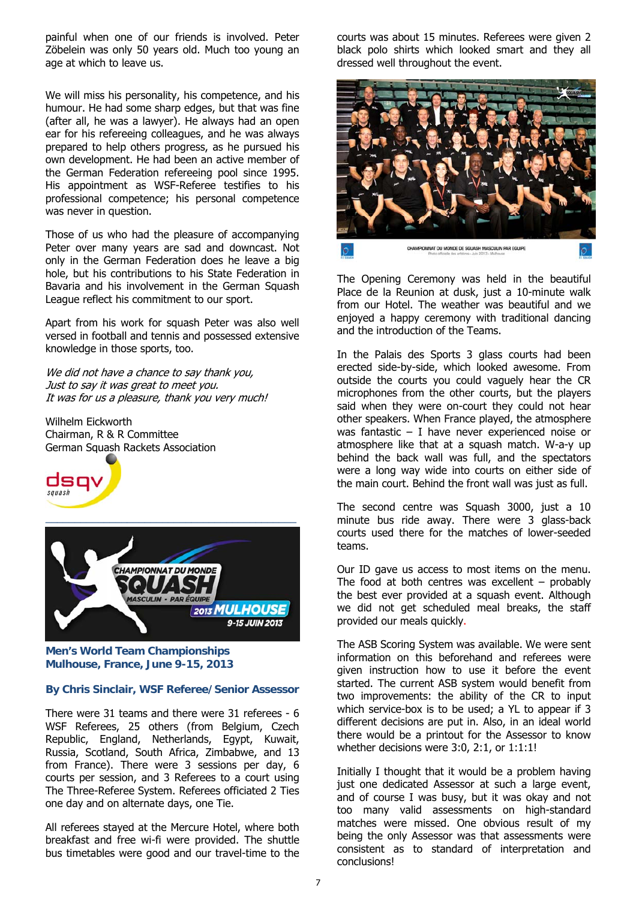painful when one of our friends is involved. Peter Zöbelein was only 50 years old. Much too young an age at which to leave us.

We will miss his personality, his competence, and his humour. He had some sharp edges, but that was fine (after all, he was a lawyer). He always had an open ear for his refereeing colleagues, and he was always prepared to help others progress, as he pursued his own development. He had been an active member of the German Federation refereeing pool since 1995. His appointment as WSF-Referee testifies to his professional competence; his personal competence was never in question.

Those of us who had the pleasure of accompanying Peter over many years are sad and downcast. Not only in the German Federation does he leave a big hole, but his contributions to his State Federation in Bavaria and his involvement in the German Squash League reflect his commitment to our sport.

Apart from his work for squash Peter was also well versed in football and tennis and possessed extensive knowledge in those sports, too.

*We did not have a chance to say thank you,*
*Just to say it was great to meet you.*
*It was for us a pleasure, thank you very much!*

Wilhelm Eickworth
Chairman, R & R Committee
German Squash Rackets Association

CHAMPIONNAT DU MONDE SQUASH MASCULIN · PAR ÉQUIPE 2013 MULHOUSE 9-15 JUIN 2013

## Men's World Team Championships Mulhouse, France, June 9-15, 2013

### By Chris Sinclair, WSF Referee/Senior Assessor

There were 31 teams and there were 31 referees - 6 WSF Referees, 25 others (from Belgium, Czech Republic, England, Netherlands, Egypt, Kuwait, Russia, Scotland, South Africa, Zimbabwe, and 13 from France). There were 3 sessions per day, 6 courts per session, and 3 Referees to a court using The Three-Referee System. Referees officiated 2 Ties one day and on alternate days, one Tie.

All referees stayed at the Mercure Hotel, where both breakfast and free wi-fi were provided. The shuttle bus timetables were good and our travel-time to the courts was about 15 minutes. Referees were given 2 black polo shirts which looked smart and they all dressed well throughout the event.

CHAMPIONNAT DU MONDE DE SQUASH MASCULIN PAR EQUIPE
Photo officielle des arbitres - Juin 2013 - Mulhouse

The Opening Ceremony was held in the beautiful Place de la Reunion at dusk, just a 10-minute walk from our Hotel. The weather was beautiful and we enjoyed a happy ceremony with traditional dancing and the introduction of the Teams.

In the Palais des Sports 3 glass courts had been erected side-by-side, which looked awesome. From outside the courts you could vaguely hear the CR microphones from the other courts, but the players said when they were on-court they could not hear other speakers. When France played, the atmosphere was fantastic – I have never experienced noise or atmosphere like that at a squash match. W-a-y up behind the back wall was full, and the spectators were a long way wide into courts on either side of the main court. Behind the front wall was just as full.

The second centre was Squash 3000, just a 10 minute bus ride away. There were 3 glass-back courts used there for the matches of lower-seeded teams.

Our ID gave us access to most items on the menu. The food at both centres was excellent – probably the best ever provided at a squash event. Although we did not get scheduled meal breaks, the staff provided our meals quickly.

The ASB Scoring System was available. We were sent information on this beforehand and referees were given instruction how to use it before the event started. The current ASB system would benefit from two improvements: the ability of the CR to input which service-box is to be used; a YL to appear if 3 different decisions are put in. Also, in an ideal world there would be a printout for the Assessor to know whether decisions were 3:0, 2:1, or 1:1:1!

Initially I thought that it would be a problem having just one dedicated Assessor at such a large event, and of course I was busy, but it was okay and not too many valid assessments on high-standard matches were missed. One obvious result of my being the only Assessor was that assessments were consistent as to standard of interpretation and conclusions!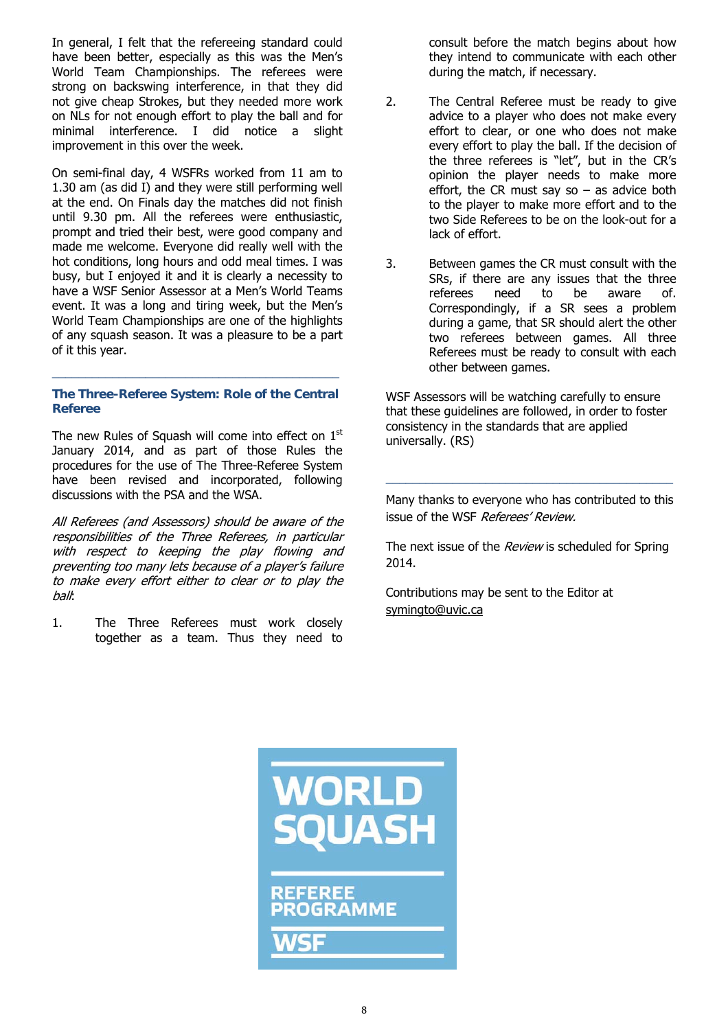In general, I felt that the refereeing standard could have been better, especially as this was the Men's World Team Championships. The referees were strong on backswing interference, in that they did not give cheap Strokes, but they needed more work on NLs for not enough effort to play the ball and for minimal interference. I did notice a slight improvement in this over the week.

On semi-final day, 4 WSFRs worked from 11 am to 1.30 am (as did I) and they were still performing well at the end. On Finals day the matches did not finish until 9.30 pm. All the referees were enthusiastic, prompt and tried their best, were good company and made me welcome. Everyone did really well with the hot conditions, long hours and odd meal times. I was busy, but I enjoyed it and it is clearly a necessity to have a WSF Senior Assessor at a Men's World Teams event. It was a long and tiring week, but the Men's World Team Championships are one of the highlights of any squash season. It was a pleasure to be a part of it this year.

---

## The Three-Referee System: Role of the Central Referee

The new Rules of Squash will come into effect on 1st January 2014, and as part of those Rules the procedures for the use of The Three-Referee System have been revised and incorporated, following discussions with the PSA and the WSA.

*All Referees (and Assessors) should be aware of the responsibilities of the Three Referees, in particular with respect to keeping the play flowing and preventing too many lets because of a player's failure to make every effort either to clear or to play the ball*:

1. The Three Referees must work closely together as a team. Thus they need to consult before the match begins about how they intend to communicate with each other during the match, if necessary.

2. The Central Referee must be ready to give advice to a player who does not make every effort to clear, or one who does not make every effort to play the ball. If the decision of the three referees is "let", but in the CR's opinion the player needs to make more effort, the CR must say so – as advice both to the player to make more effort and to the two Side Referees to be on the look-out for a lack of effort.

3. Between games the CR must consult with the SRs, if there are any issues that the three referees need to be aware of. Correspondingly, if a SR sees a problem during a game, that SR should alert the other two referees between games. All three Referees must be ready to consult with each other between games.

WSF Assessors will be watching carefully to ensure that these guidelines are followed, in order to foster consistency in the standards that are applied universally. (RS)

---

Many thanks to everyone who has contributed to this issue of the WSF *Referees' Review.*

The next issue of the *Review* is scheduled for Spring 2014.

Contributions may be sent to the Editor at symingto@uvic.ca

WORLD SQUASH
REFEREE PROGRAMME
WSF